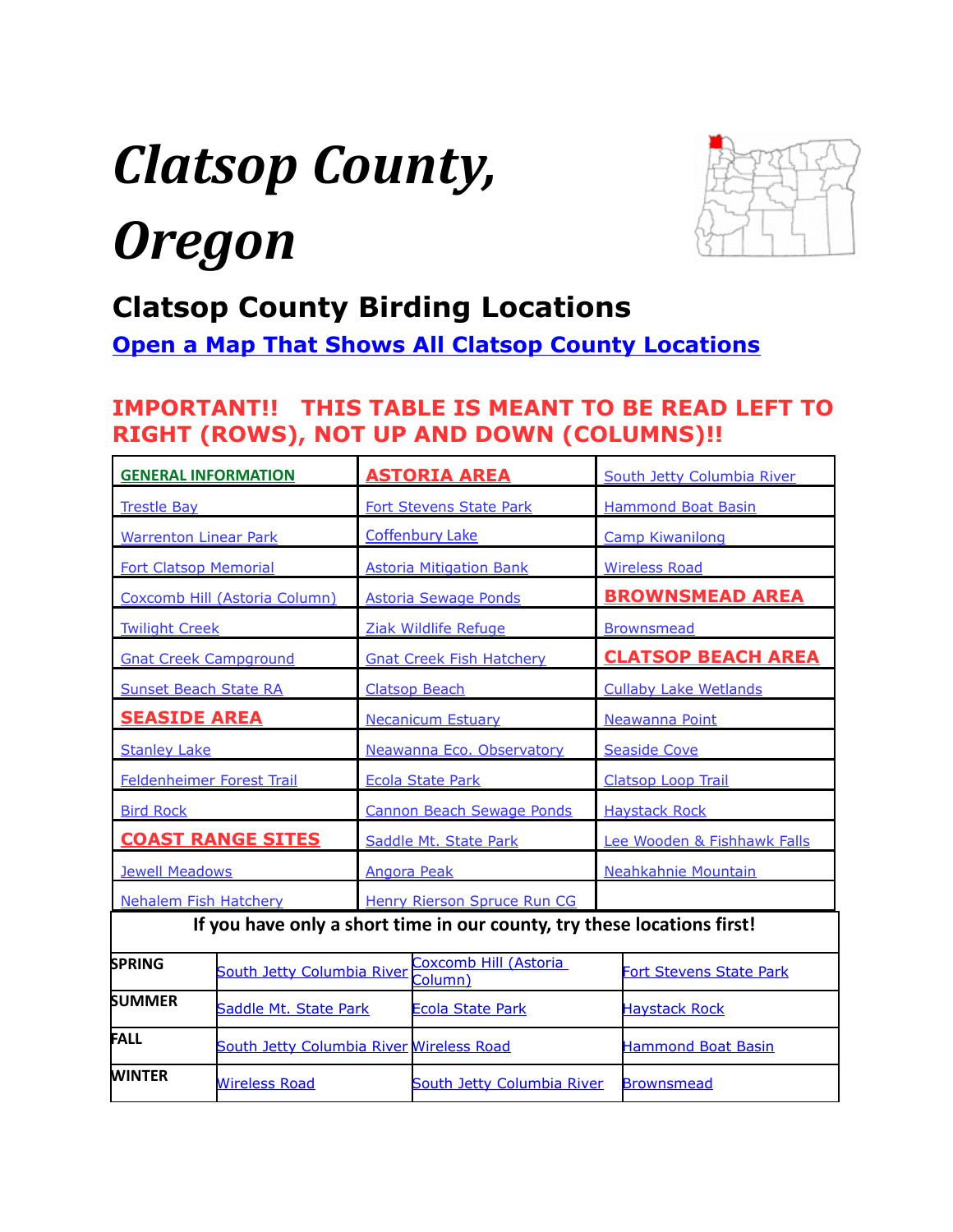# *Clatsop County, Oregon*

## Clatsop County Birding Locations

**Open a Map That Shows All Clatsop County Locations**

**IMPORTANT!! THIS TABLE IS MEANT TO BE READ LEFT TO RIGHT (ROWS), NOT UP AND DOWN (COLUMNS)!!**

| | | |
|---|---|---|
| **GENERAL INFORMATION** | **ASTORIA AREA** | South Jetty Columbia River |
| Trestle Bay | Fort Stevens State Park | Hammond Boat Basin |
| Warrenton Linear Park | Coffenbury Lake | Camp Kiwanilong |
| Fort Clatsop Memorial | Astoria Mitigation Bank | Wireless Road |
| Coxcomb Hill (Astoria Column) | Astoria Sewage Ponds | **BROWNSMEAD AREA** |
| Twilight Creek | Ziak Wildlife Refuge | Brownsmead |
| Gnat Creek Campground | Gnat Creek Fish Hatchery | **CLATSOP BEACH AREA** |
| Sunset Beach State RA | Clatsop Beach | Cullaby Lake Wetlands |
| **SEASIDE AREA** | Necanicum Estuary | Neawanna Point |
| Stanley Lake | Neawanna Eco. Observatory | Seaside Cove |
| Feldenheimer Forest Trail | Ecola State Park | Clatsop Loop Trail |
| Bird Rock | Cannon Beach Sewage Ponds | Haystack Rock |
| **COAST RANGE SITES** | Saddle Mt. State Park | Lee Wooden & Fishhawk Falls |
| Jewell Meadows | Angora Peak | Neahkahnie Mountain |
| Nehalem Fish Hatchery | Henry Rierson Spruce Run CG | |

**If you have only a short time in our county, try these locations first!**

| | | | |
|---|---|---|---|
| **SPRING** | South Jetty Columbia River | Coxcomb Hill (Astoria Column) | Fort Stevens State Park |
| **SUMMER** | Saddle Mt. State Park | Ecola State Park | Haystack Rock |
| **FALL** | South Jetty Columbia River | Wireless Road | Hammond Boat Basin |
| **WINTER** | Wireless Road | South Jetty Columbia River | Brownsmead |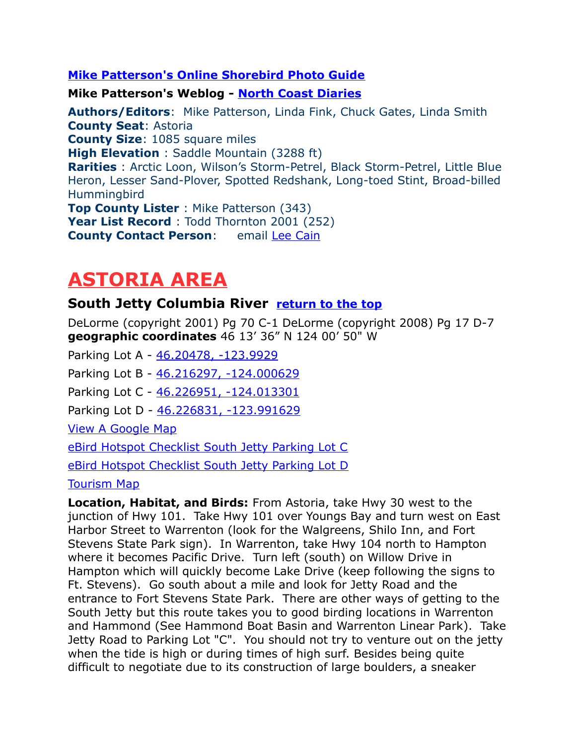**Mike Patterson's Online Shorebird Photo Guide**

**Mike Patterson's Weblog - North Coast Diaries**

**Authors/Editors**: Mike Patterson, Linda Fink, Chuck Gates, Linda Smith
**County Seat**: Astoria
**County Size**: 1085 square miles
**High Elevation** : Saddle Mountain (3288 ft)
**Rarities** : Arctic Loon, Wilson’s Storm-Petrel, Black Storm-Petrel, Little Blue Heron, Lesser Sand-Plover, Spotted Redshank, Long-toed Stint, Broad-billed Hummingbird
**Top County Lister** : Mike Patterson (343)
**Year List Record** : Todd Thornton 2001 (252)
**County Contact Person**: email Lee Cain

# ASTORIA AREA

### South Jetty Columbia River return to the top

DeLorme (copyright 2001) Pg 70 C-1 DeLorme (copyright 2008) Pg 17 D-7
**geographic coordinates** 46 13’ 36” N 124 00’ 50" W

Parking Lot A - 46.20478, -123.9929

Parking Lot B - 46.216297, -124.000629

Parking Lot C - 46.226951, -124.013301

Parking Lot D - 46.226831, -123.991629

View A Google Map

eBird Hotspot Checklist South Jetty Parking Lot C

eBird Hotspot Checklist South Jetty Parking Lot D

Tourism Map

**Location, Habitat, and Birds:** From Astoria, take Hwy 30 west to the junction of Hwy 101. Take Hwy 101 over Youngs Bay and turn west on East Harbor Street to Warrenton (look for the Walgreens, Shilo Inn, and Fort Stevens State Park sign). In Warrenton, take Hwy 104 north to Hampton where it becomes Pacific Drive. Turn left (south) on Willow Drive in Hampton which will quickly become Lake Drive (keep following the signs to Ft. Stevens). Go south about a mile and look for Jetty Road and the entrance to Fort Stevens State Park. There are other ways of getting to the South Jetty but this route takes you to good birding locations in Warrenton and Hammond (See Hammond Boat Basin and Warrenton Linear Park). Take Jetty Road to Parking Lot "C". You should not try to venture out on the jetty when the tide is high or during times of high surf. Besides being quite difficult to negotiate due to its construction of large boulders, a sneaker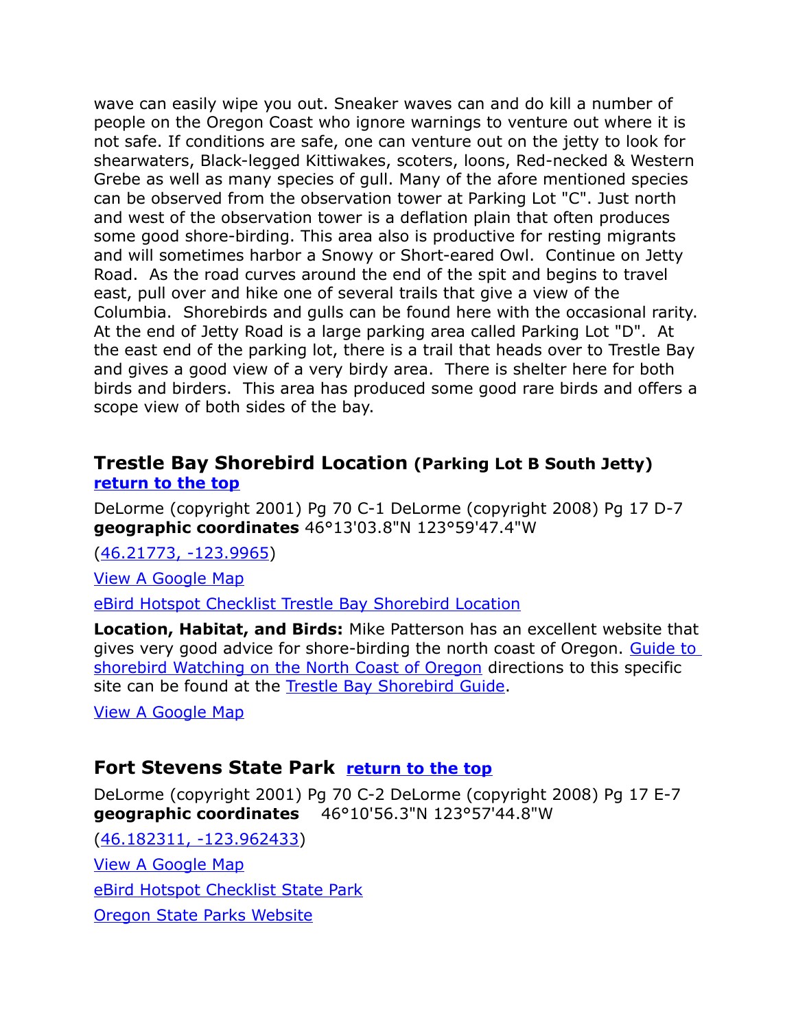wave can easily wipe you out. Sneaker waves can and do kill a number of people on the Oregon Coast who ignore warnings to venture out where it is not safe. If conditions are safe, one can venture out on the jetty to look for shearwaters, Black-legged Kittiwakes, scoters, loons, Red-necked & Western Grebe as well as many species of gull. Many of the afore mentioned species can be observed from the observation tower at Parking Lot "C". Just north and west of the observation tower is a deflation plain that often produces some good shore-birding. This area also is productive for resting migrants and will sometimes harbor a Snowy or Short-eared Owl. Continue on Jetty Road. As the road curves around the end of the spit and begins to travel east, pull over and hike one of several trails that give a view of the Columbia. Shorebirds and gulls can be found here with the occasional rarity. At the end of Jetty Road is a large parking area called Parking Lot "D". At the east end of the parking lot, there is a trail that heads over to Trestle Bay and gives a good view of a very birdy area. There is shelter here for both birds and birders. This area has produced some good rare birds and offers a scope view of both sides of the bay.

## Trestle Bay Shorebird Location (Parking Lot B South Jetty)

**return to the top**

DeLorme (copyright 2001) Pg 70 C-1 DeLorme (copyright 2008) Pg 17 D-7
**geographic coordinates** 46°13'03.8"N 123°59'47.4"W

(46.21773, -123.9965)

View A Google Map

eBird Hotspot Checklist Trestle Bay Shorebird Location

**Location, Habitat, and Birds:** Mike Patterson has an excellent website that gives very good advice for shore-birding the north coast of Oregon. Guide to shorebird Watching on the North Coast of Oregon directions to this specific site can be found at the Trestle Bay Shorebird Guide.

View A Google Map

## Fort Stevens State Park

**return to the top**

DeLorme (copyright 2001) Pg 70 C-2 DeLorme (copyright 2008) Pg 17 E-7
**geographic coordinates** 46°10'56.3"N 123°57'44.8"W

(46.182311, -123.962433)

View A Google Map

eBird Hotspot Checklist State Park

Oregon State Parks Website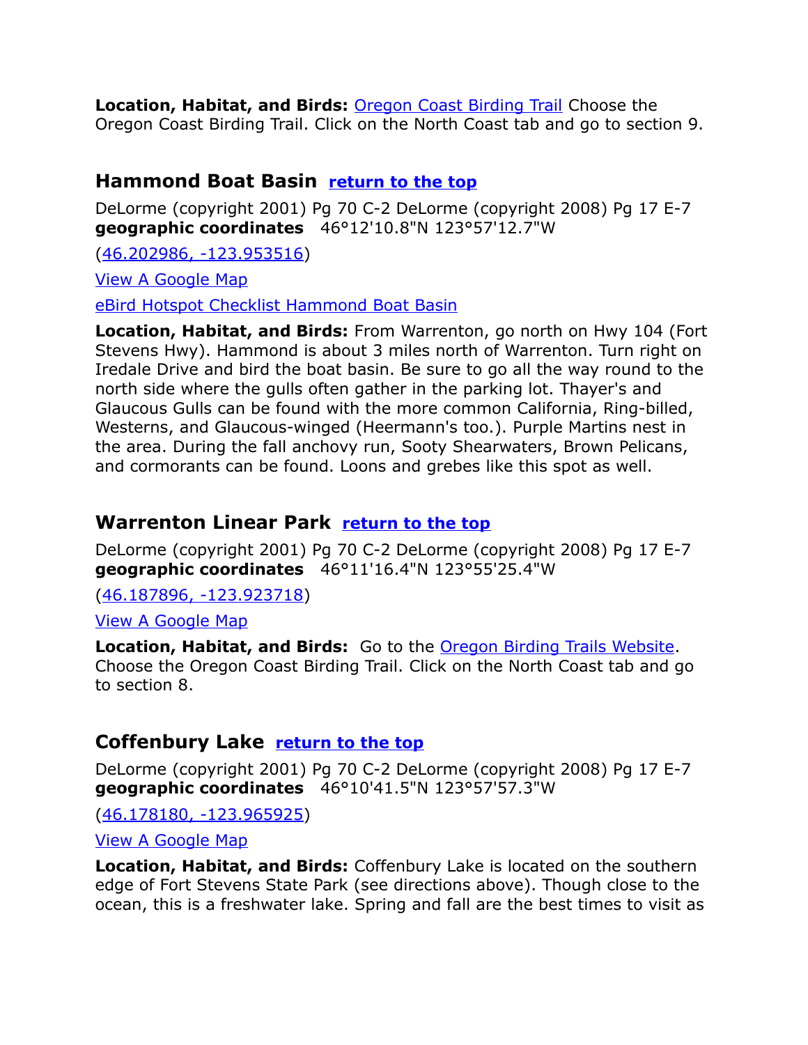**Location, Habitat, and Birds:** [Oregon Coast Birding Trail] Choose the Oregon Coast Birding Trail. Click on the North Coast tab and go to section 9.

## Hammond Boat Basin return to the top

DeLorme (copyright 2001) Pg 70 C-2 DeLorme (copyright 2008) Pg 17 E-7
**geographic coordinates** 46°12'10.8"N 123°57'12.7"W

(46.202986, -123.953516)

View A Google Map

eBird Hotspot Checklist Hammond Boat Basin

**Location, Habitat, and Birds:** From Warrenton, go north on Hwy 104 (Fort Stevens Hwy). Hammond is about 3 miles north of Warrenton. Turn right on Iredale Drive and bird the boat basin. Be sure to go all the way round to the north side where the gulls often gather in the parking lot. Thayer's and Glaucous Gulls can be found with the more common California, Ring-billed, Westerns, and Glaucous-winged (Heermann's too.). Purple Martins nest in the area. During the fall anchovy run, Sooty Shearwaters, Brown Pelicans, and cormorants can be found. Loons and grebes like this spot as well.

## Warrenton Linear Park return to the top

DeLorme (copyright 2001) Pg 70 C-2 DeLorme (copyright 2008) Pg 17 E-7
**geographic coordinates** 46°11'16.4"N 123°55'25.4"W

(46.187896, -123.923718)

View A Google Map

**Location, Habitat, and Birds:** Go to the Oregon Birding Trails Website. Choose the Oregon Coast Birding Trail. Click on the North Coast tab and go to section 8.

## Coffenbury Lake return to the top

DeLorme (copyright 2001) Pg 70 C-2 DeLorme (copyright 2008) Pg 17 E-7
**geographic coordinates** 46°10'41.5"N 123°57'57.3"W

(46.178180, -123.965925)

View A Google Map

**Location, Habitat, and Birds:** Coffenbury Lake is located on the southern edge of Fort Stevens State Park (see directions above). Though close to the ocean, this is a freshwater lake. Spring and fall are the best times to visit as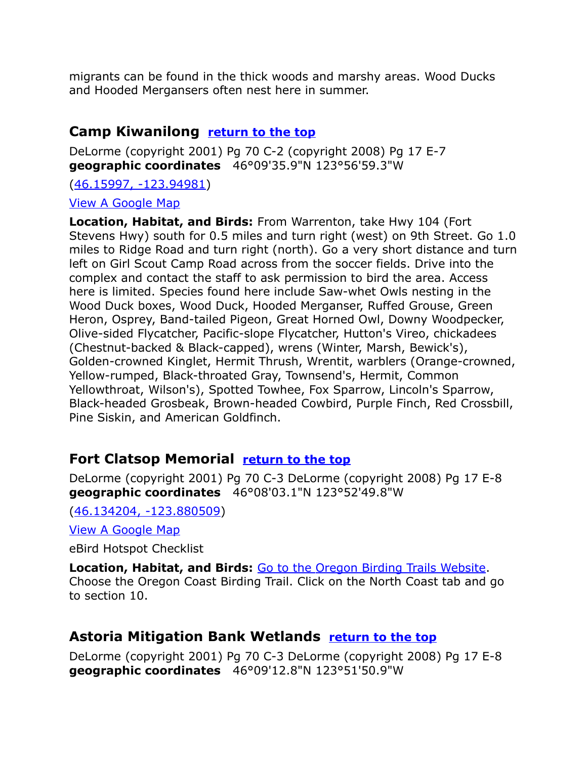migrants can be found in the thick woods and marshy areas. Wood Ducks and Hooded Mergansers often nest here in summer.

## Camp Kiwanilong [return to the top]

DeLorme (copyright 2001) Pg 70 C-2 (copyright 2008) Pg 17 E-7
**geographic coordinates** 46°09'35.9"N 123°56'59.3"W

([46.15997, -123.94981])

[View A Google Map]

**Location, Habitat, and Birds:** From Warrenton, take Hwy 104 (Fort Stevens Hwy) south for 0.5 miles and turn right (west) on 9th Street. Go 1.0 miles to Ridge Road and turn right (north). Go a very short distance and turn left on Girl Scout Camp Road across from the soccer fields. Drive into the complex and contact the staff to ask permission to bird the area. Access here is limited. Species found here include Saw-whet Owls nesting in the Wood Duck boxes, Wood Duck, Hooded Merganser, Ruffed Grouse, Green Heron, Osprey, Band-tailed Pigeon, Great Horned Owl, Downy Woodpecker, Olive-sided Flycatcher, Pacific-slope Flycatcher, Hutton's Vireo, chickadees (Chestnut-backed & Black-capped), wrens (Winter, Marsh, Bewick's), Golden-crowned Kinglet, Hermit Thrush, Wrentit, warblers (Orange-crowned, Yellow-rumped, Black-throated Gray, Townsend's, Hermit, Common Yellowthroat, Wilson's), Spotted Towhee, Fox Sparrow, Lincoln's Sparrow, Black-headed Grosbeak, Brown-headed Cowbird, Purple Finch, Red Crossbill, Pine Siskin, and American Goldfinch.

## Fort Clatsop Memorial [return to the top]

DeLorme (copyright 2001) Pg 70 C-3 DeLorme (copyright 2008) Pg 17 E-8
**geographic coordinates** 46°08'03.1"N 123°52'49.8"W

([46.134204, -123.880509])

[View A Google Map]

eBird Hotspot Checklist

**Location, Habitat, and Birds:** [Go to the Oregon Birding Trails Website]. Choose the Oregon Coast Birding Trail. Click on the North Coast tab and go to section 10.

## Astoria Mitigation Bank Wetlands [return to the top]

DeLorme (copyright 2001) Pg 70 C-3 DeLorme (copyright 2008) Pg 17 E-8
**geographic coordinates** 46°09'12.8"N 123°51'50.9"W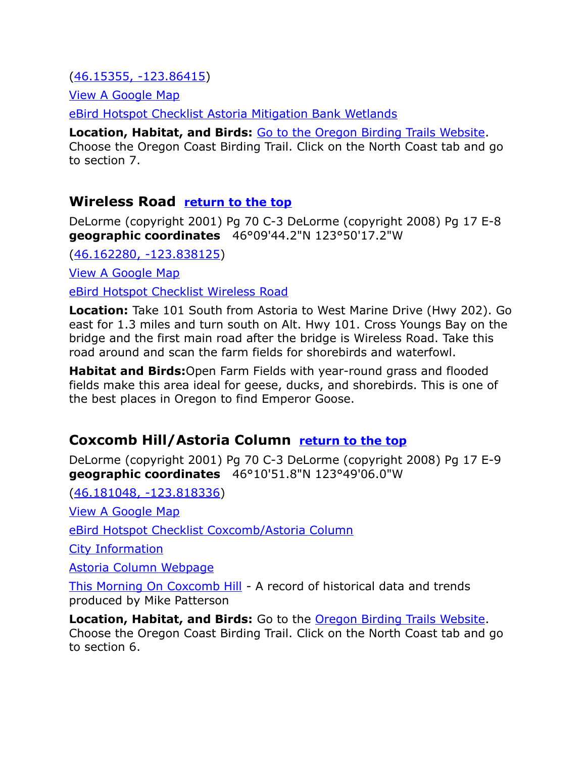(46.15355, -123.86415)

View A Google Map

eBird Hotspot Checklist Astoria Mitigation Bank Wetlands

**Location, Habitat, and Birds:** Go to the Oregon Birding Trails Website. Choose the Oregon Coast Birding Trail. Click on the North Coast tab and go to section 7.

## Wireless Road return to the top

DeLorme (copyright 2001) Pg 70 C-3 DeLorme (copyright 2008) Pg 17 E-8
**geographic coordinates** 46°09'44.2"N 123°50'17.2"W

(46.162280, -123.838125)

View A Google Map

eBird Hotspot Checklist Wireless Road

**Location:** Take 101 South from Astoria to West Marine Drive (Hwy 202). Go east for 1.3 miles and turn south on Alt. Hwy 101. Cross Youngs Bay on the bridge and the first main road after the bridge is Wireless Road. Take this road around and scan the farm fields for shorebirds and waterfowl.

**Habitat and Birds:**Open Farm Fields with year-round grass and flooded fields make this area ideal for geese, ducks, and shorebirds. This is one of the best places in Oregon to find Emperor Goose.

## Coxcomb Hill/Astoria Column return to the top

DeLorme (copyright 2001) Pg 70 C-3 DeLorme (copyright 2008) Pg 17 E-9
**geographic coordinates** 46°10'51.8"N 123°49'06.0"W

(46.181048, -123.818336)

View A Google Map

eBird Hotspot Checklist Coxcomb/Astoria Column

City Information

Astoria Column Webpage

This Morning On Coxcomb Hill - A record of historical data and trends produced by Mike Patterson

**Location, Habitat, and Birds:** Go to the Oregon Birding Trails Website. Choose the Oregon Coast Birding Trail. Click on the North Coast tab and go to section 6.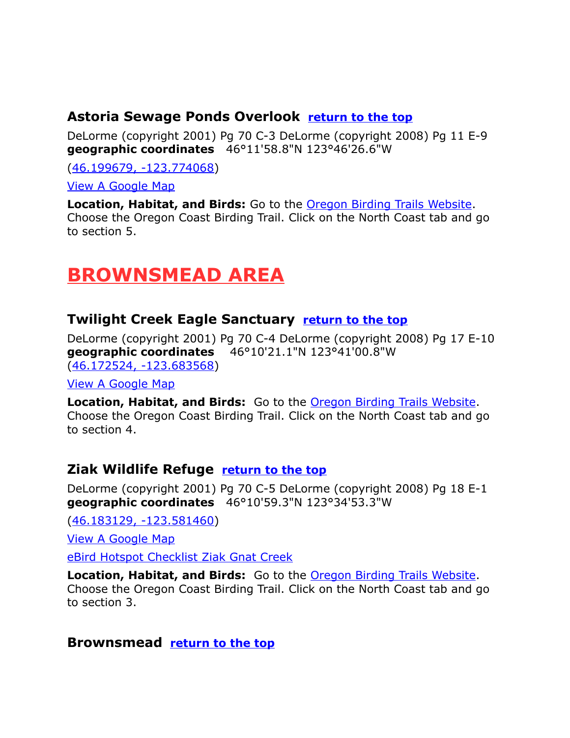### Astoria Sewage Ponds Overlook return to the top

DeLorme (copyright 2001) Pg 70 C-3 DeLorme (copyright 2008) Pg 11 E-9
**geographic coordinates** 46°11'58.8"N 123°46'26.6"W

(46.199679, -123.774068)

View A Google Map

**Location, Habitat, and Birds:** Go to the Oregon Birding Trails Website. Choose the Oregon Coast Birding Trail. Click on the North Coast tab and go to section 5.

# BROWNSMEAD AREA

### Twilight Creek Eagle Sanctuary return to the top

DeLorme (copyright 2001) Pg 70 C-4 DeLorme (copyright 2008) Pg 17 E-10
**geographic coordinates** 46°10'21.1"N 123°41'00.8"W
(46.172524, -123.683568)

View A Google Map

**Location, Habitat, and Birds:** Go to the Oregon Birding Trails Website. Choose the Oregon Coast Birding Trail. Click on the North Coast tab and go to section 4.

### Ziak Wildlife Refuge return to the top

DeLorme (copyright 2001) Pg 70 C-5 DeLorme (copyright 2008) Pg 18 E-1
**geographic coordinates** 46°10'59.3"N 123°34'53.3"W

(46.183129, -123.581460)

View A Google Map

eBird Hotspot Checklist Ziak Gnat Creek

**Location, Habitat, and Birds:** Go to the Oregon Birding Trails Website. Choose the Oregon Coast Birding Trail. Click on the North Coast tab and go to section 3.

### Brownsmead return to the top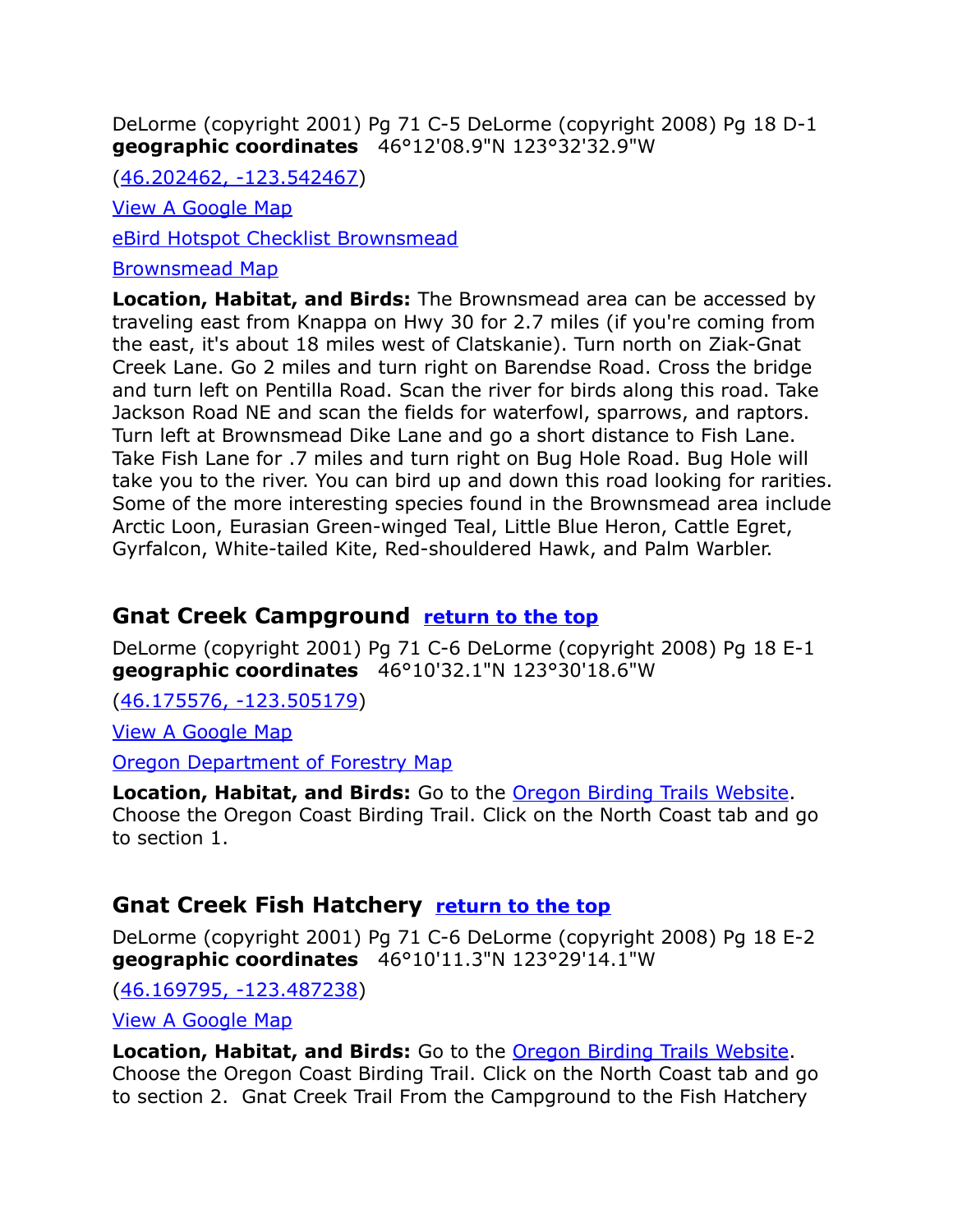DeLorme (copyright 2001) Pg 71 C-5 DeLorme (copyright 2008) Pg 18 D-1
**geographic coordinates** 46°12'08.9"N 123°32'32.9"W

(46.202462, -123.542467)

View A Google Map

eBird Hotspot Checklist Brownsmead

Brownsmead Map

**Location, Habitat, and Birds:** The Brownsmead area can be accessed by traveling east from Knappa on Hwy 30 for 2.7 miles (if you're coming from the east, it's about 18 miles west of Clatskanie). Turn north on Ziak-Gnat Creek Lane. Go 2 miles and turn right on Barendse Road. Cross the bridge and turn left on Pentilla Road. Scan the river for birds along this road. Take Jackson Road NE and scan the fields for waterfowl, sparrows, and raptors. Turn left at Brownsmead Dike Lane and go a short distance to Fish Lane. Take Fish Lane for .7 miles and turn right on Bug Hole Road. Bug Hole will take you to the river. You can bird up and down this road looking for rarities. Some of the more interesting species found in the Brownsmead area include Arctic Loon, Eurasian Green-winged Teal, Little Blue Heron, Cattle Egret, Gyrfalcon, White-tailed Kite, Red-shouldered Hawk, and Palm Warbler.

## Gnat Creek Campground return to the top

DeLorme (copyright 2001) Pg 71 C-6 DeLorme (copyright 2008) Pg 18 E-1
**geographic coordinates** 46°10'32.1"N 123°30'18.6"W

(46.175576, -123.505179)

View A Google Map

Oregon Department of Forestry Map

**Location, Habitat, and Birds:** Go to the Oregon Birding Trails Website. Choose the Oregon Coast Birding Trail. Click on the North Coast tab and go to section 1.

## Gnat Creek Fish Hatchery return to the top

DeLorme (copyright 2001) Pg 71 C-6 DeLorme (copyright 2008) Pg 18 E-2
**geographic coordinates** 46°10'11.3"N 123°29'14.1"W

(46.169795, -123.487238)

View A Google Map

**Location, Habitat, and Birds:** Go to the Oregon Birding Trails Website. Choose the Oregon Coast Birding Trail. Click on the North Coast tab and go to section 2. Gnat Creek Trail From the Campground to the Fish Hatchery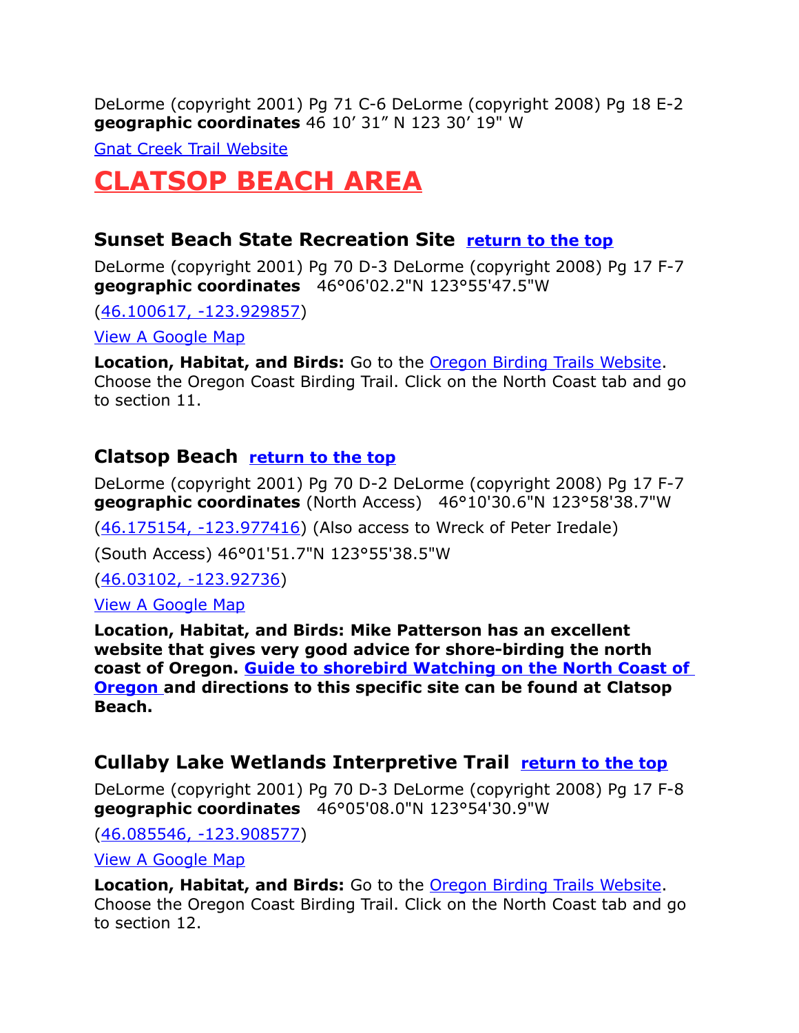DeLorme (copyright 2001) Pg 71 C-6 DeLorme (copyright 2008) Pg 18 E-2
**geographic coordinates** 46 10’ 31” N 123 30’ 19" W

Gnat Creek Trail Website

# CLATSOP BEACH AREA

### Sunset Beach State Recreation Site return to the top

DeLorme (copyright 2001) Pg 70 D-3 DeLorme (copyright 2008) Pg 17 F-7
**geographic coordinates** 46°06'02.2"N 123°55'47.5"W

(46.100617, -123.929857)

View A Google Map

**Location, Habitat, and Birds:** Go to the Oregon Birding Trails Website. Choose the Oregon Coast Birding Trail. Click on the North Coast tab and go to section 11.

### Clatsop Beach return to the top

DeLorme (copyright 2001) Pg 70 D-2 DeLorme (copyright 2008) Pg 17 F-7
**geographic coordinates** (North Access) 46°10'30.6"N 123°58'38.7"W

(46.175154, -123.977416) (Also access to Wreck of Peter Iredale)

(South Access) 46°01'51.7"N 123°55'38.5"W

(46.03102, -123.92736)

View A Google Map

**Location, Habitat, and Birds: Mike Patterson has an excellent website that gives very good advice for shore-birding the north coast of Oregon. Guide to shorebird Watching on the North Coast of Oregon and directions to this specific site can be found at Clatsop Beach.**

### Cullaby Lake Wetlands Interpretive Trail return to the top

DeLorme (copyright 2001) Pg 70 D-3 DeLorme (copyright 2008) Pg 17 F-8
**geographic coordinates** 46°05'08.0"N 123°54'30.9"W

(46.085546, -123.908577)

View A Google Map

**Location, Habitat, and Birds:** Go to the Oregon Birding Trails Website. Choose the Oregon Coast Birding Trail. Click on the North Coast tab and go to section 12.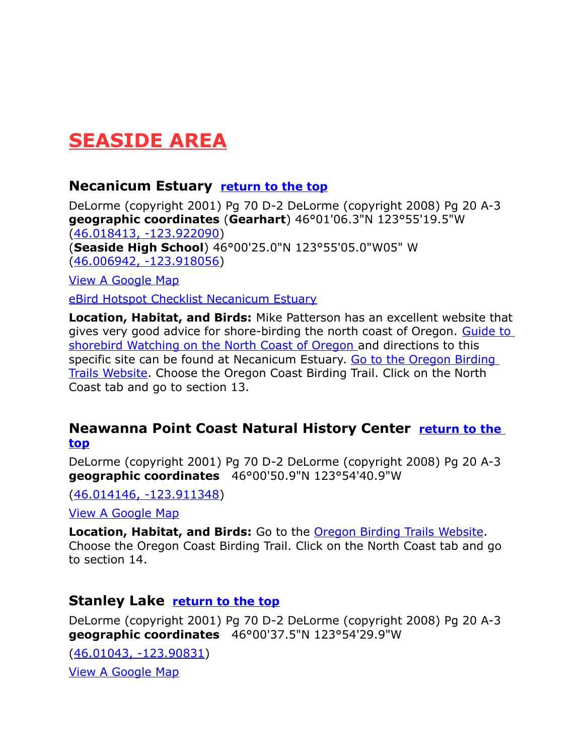# SEASIDE AREA

## Necanicum Estuary  return to the top

DeLorme (copyright 2001) Pg 70 D-2 DeLorme (copyright 2008) Pg 20 A-3
**geographic coordinates** (**Gearhart**) 46°01'06.3"N 123°55'19.5"W
(46.018413, -123.922090)
(**Seaside High School**) 46°00'25.0"N 123°55'05.0"W05" W
(46.006942, -123.918056)

View A Google Map

eBird Hotspot Checklist Necanicum Estuary

**Location, Habitat, and Birds:** Mike Patterson has an excellent website that gives very good advice for shore-birding the north coast of Oregon. Guide to shorebird Watching on the North Coast of Oregon and directions to this specific site can be found at Necanicum Estuary. Go to the Oregon Birding Trails Website. Choose the Oregon Coast Birding Trail. Click on the North Coast tab and go to section 13.

## Neawanna Point Coast Natural History Center  return to the top

DeLorme (copyright 2001) Pg 70 D-2 DeLorme (copyright 2008) Pg 20 A-3
**geographic coordinates** 46°00'50.9"N 123°54'40.9"W

(46.014146, -123.911348)

View A Google Map

**Location, Habitat, and Birds:** Go to the Oregon Birding Trails Website. Choose the Oregon Coast Birding Trail. Click on the North Coast tab and go to section 14.

## Stanley Lake  return to the top

DeLorme (copyright 2001) Pg 70 D-2 DeLorme (copyright 2008) Pg 20 A-3
**geographic coordinates** 46°00'37.5"N 123°54'29.9"W

(46.01043, -123.90831)

View A Google Map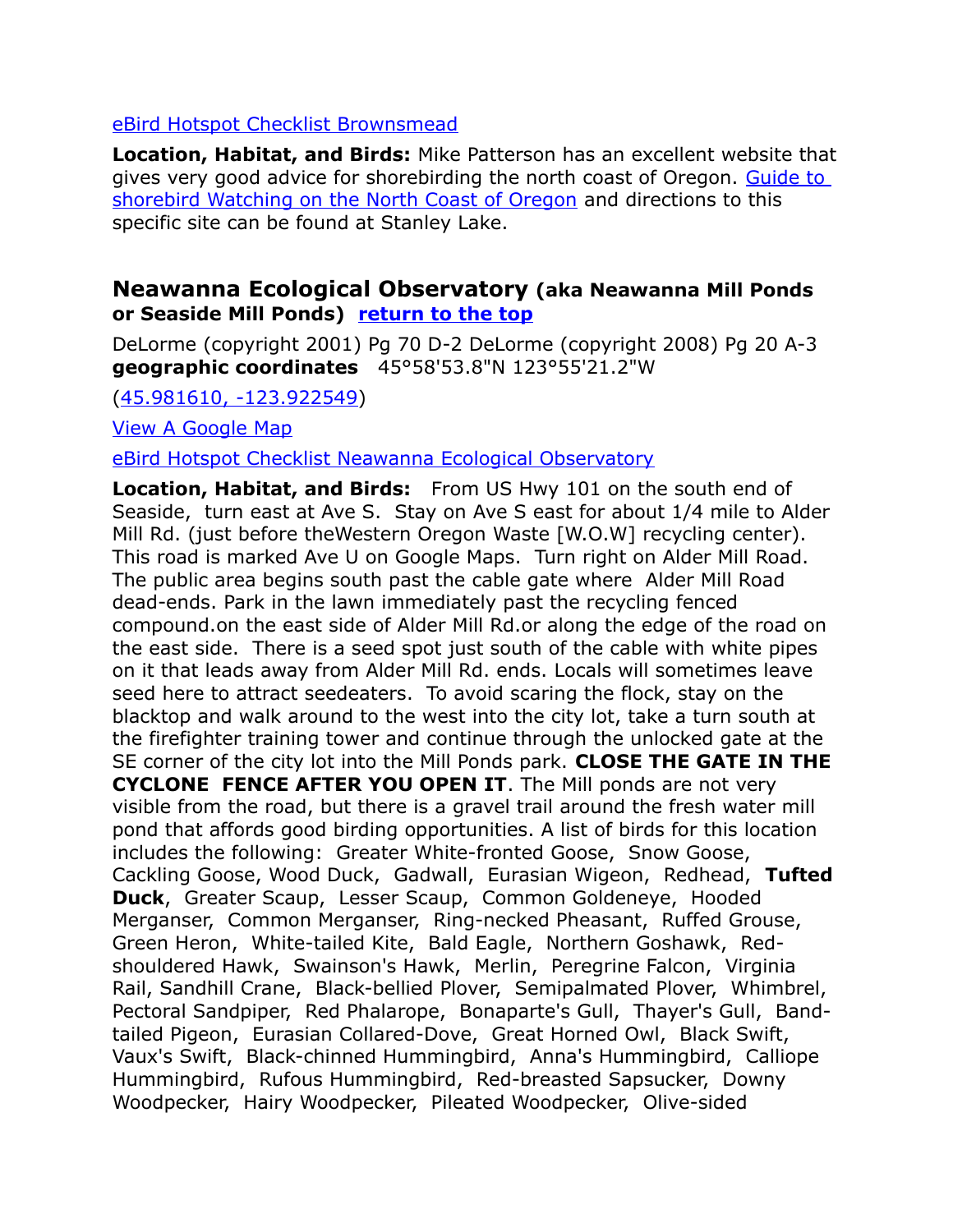[eBird Hotspot Checklist Brownsmead](#)

**Location, Habitat, and Birds:** Mike Patterson has an excellent website that gives very good advice for shorebirding the north coast of Oregon. [Guide to shorebird Watching on the North Coast of Oregon](#) and directions to this specific site can be found at Stanley Lake.

## Neawanna Ecological Observatory (aka Neawanna Mill Ponds or Seaside Mill Ponds) [return to the top](#)

DeLorme (copyright 2001) Pg 70 D-2 DeLorme (copyright 2008) Pg 20 A-3
**geographic coordinates** 45°58'53.8"N 123°55'21.2"W

([45.981610, -123.922549](#))

[View A Google Map](#)

[eBird Hotspot Checklist Neawanna Ecological Observatory](#)

**Location, Habitat, and Birds:** From US Hwy 101 on the south end of Seaside, turn east at Ave S. Stay on Ave S east for about 1/4 mile to Alder Mill Rd. (just before theWestern Oregon Waste [W.O.W] recycling center). This road is marked Ave U on Google Maps. Turn right on Alder Mill Road. The public area begins south past the cable gate where Alder Mill Road dead-ends. Park in the lawn immediately past the recycling fenced compound.on the east side of Alder Mill Rd.or along the edge of the road on the east side. There is a seed spot just south of the cable with white pipes on it that leads away from Alder Mill Rd. ends. Locals will sometimes leave seed here to attract seedeaters. To avoid scaring the flock, stay on the blacktop and walk around to the west into the city lot, take a turn south at the firefighter training tower and continue through the unlocked gate at the SE corner of the city lot into the Mill Ponds park. **CLOSE THE GATE IN THE CYCLONE FENCE AFTER YOU OPEN IT**. The Mill ponds are not very visible from the road, but there is a gravel trail around the fresh water mill pond that affords good birding opportunities. A list of birds for this location includes the following: Greater White-fronted Goose, Snow Goose, Cackling Goose, Wood Duck, Gadwall, Eurasian Wigeon, Redhead, **Tufted Duck**, Greater Scaup, Lesser Scaup, Common Goldeneye, Hooded Merganser, Common Merganser, Ring-necked Pheasant, Ruffed Grouse, Green Heron, White-tailed Kite, Bald Eagle, Northern Goshawk, Red-shouldered Hawk, Swainson's Hawk, Merlin, Peregrine Falcon, Virginia Rail, Sandhill Crane, Black-bellied Plover, Semipalmated Plover, Whimbrel, Pectoral Sandpiper, Red Phalarope, Bonaparte's Gull, Thayer's Gull, Band-tailed Pigeon, Eurasian Collared-Dove, Great Horned Owl, Black Swift, Vaux's Swift, Black-chinned Hummingbird, Anna's Hummingbird, Calliope Hummingbird, Rufous Hummingbird, Red-breasted Sapsucker, Downy Woodpecker, Hairy Woodpecker, Pileated Woodpecker, Olive-sided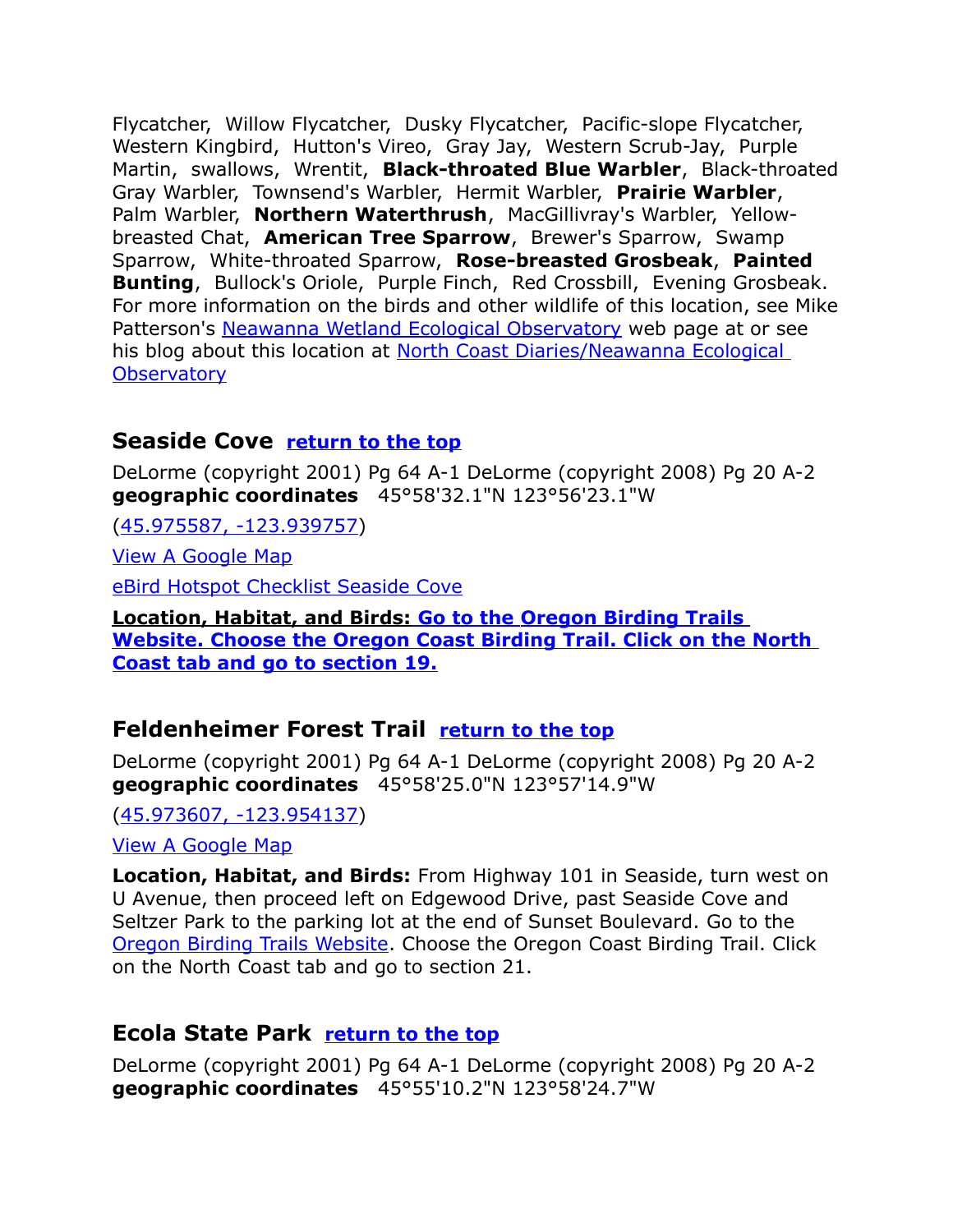Flycatcher, Willow Flycatcher, Dusky Flycatcher, Pacific-slope Flycatcher, Western Kingbird, Hutton's Vireo, Gray Jay, Western Scrub-Jay, Purple Martin, swallows, Wrentit, **Black-throated Blue Warbler**, Black-throated Gray Warbler, Townsend's Warbler, Hermit Warbler, **Prairie Warbler**, Palm Warbler, **Northern Waterthrush**, MacGillivray's Warbler, Yellow-breasted Chat, **American Tree Sparrow**, Brewer's Sparrow, Swamp Sparrow, White-throated Sparrow, **Rose-breasted Grosbeak**, **Painted Bunting**, Bullock's Oriole, Purple Finch, Red Crossbill, Evening Grosbeak. For more information on the birds and other wildlife of this location, see Mike Patterson's Neawanna Wetland Ecological Observatory web page at or see his blog about this location at North Coast Diaries/Neawanna Ecological Observatory

## Seaside Cove **return to the top**

DeLorme (copyright 2001) Pg 64 A-1 DeLorme (copyright 2008) Pg 20 A-2
**geographic coordinates** 45°58'32.1"N 123°56'23.1"W

(45.975587, -123.939757)

View A Google Map

eBird Hotspot Checklist Seaside Cove

**Location, Habitat, and Birds: Go to the Oregon Birding Trails Website. Choose the Oregon Coast Birding Trail. Click on the North Coast tab and go to section 19.**

## Feldenheimer Forest Trail **return to the top**

DeLorme (copyright 2001) Pg 64 A-1 DeLorme (copyright 2008) Pg 20 A-2
**geographic coordinates** 45°58'25.0"N 123°57'14.9"W

(45.973607, -123.954137)

View A Google Map

**Location, Habitat, and Birds:** From Highway 101 in Seaside, turn west on U Avenue, then proceed left on Edgewood Drive, past Seaside Cove and Seltzer Park to the parking lot at the end of Sunset Boulevard. Go to the Oregon Birding Trails Website. Choose the Oregon Coast Birding Trail. Click on the North Coast tab and go to section 21.

## Ecola State Park **return to the top**

DeLorme (copyright 2001) Pg 64 A-1 DeLorme (copyright 2008) Pg 20 A-2
**geographic coordinates** 45°55'10.2"N 123°58'24.7"W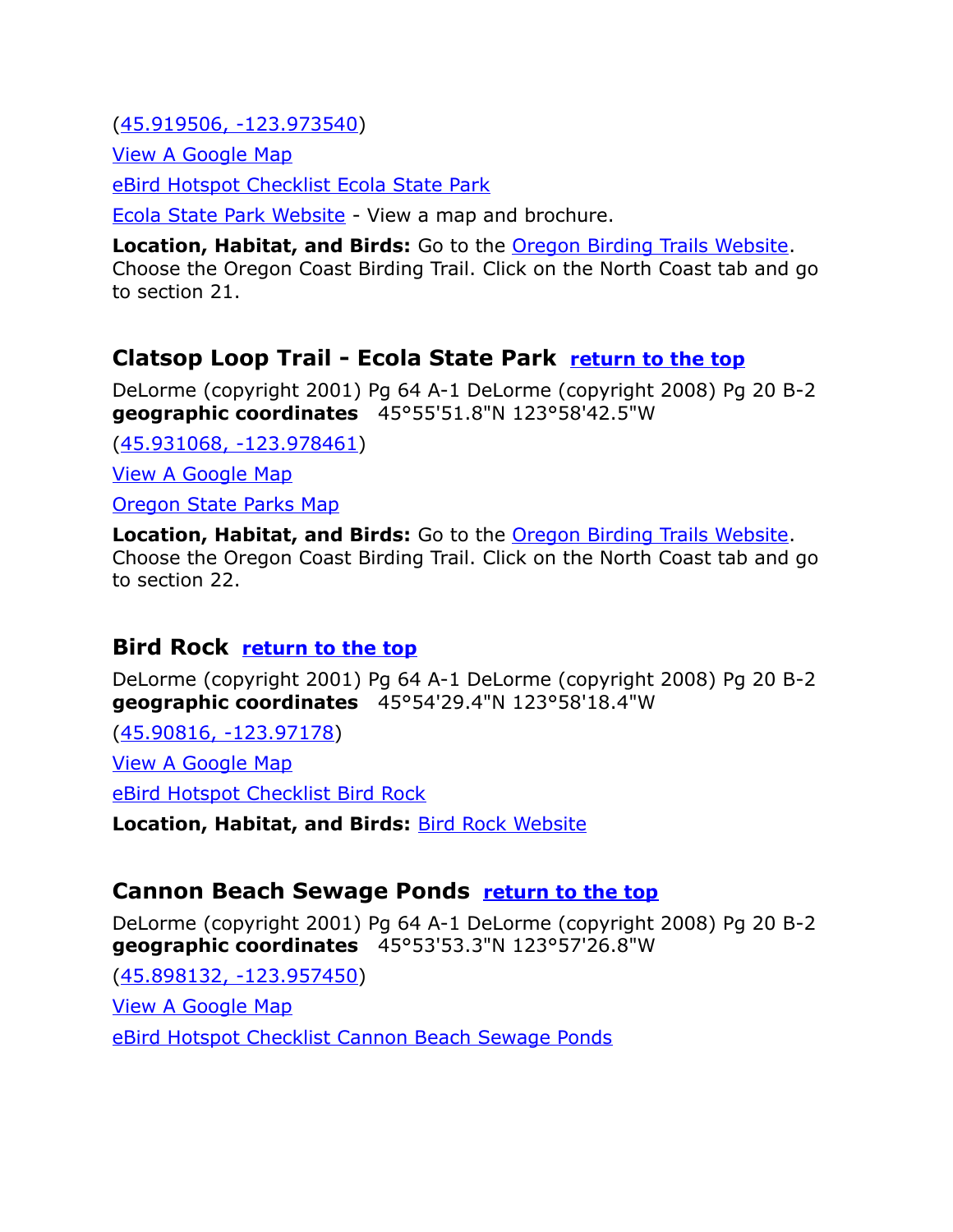(45.919506, -123.973540)

View A Google Map

eBird Hotspot Checklist Ecola State Park

Ecola State Park Website - View a map and brochure.

**Location, Habitat, and Birds:** Go to the Oregon Birding Trails Website. Choose the Oregon Coast Birding Trail. Click on the North Coast tab and go to section 21.

### Clatsop Loop Trail - Ecola State Park **return to the top**

DeLorme (copyright 2001) Pg 64 A-1 DeLorme (copyright 2008) Pg 20 B-2
**geographic coordinates** 45°55'51.8"N 123°58'42.5"W

(45.931068, -123.978461)

View A Google Map

Oregon State Parks Map

**Location, Habitat, and Birds:** Go to the Oregon Birding Trails Website. Choose the Oregon Coast Birding Trail. Click on the North Coast tab and go to section 22.

### Bird Rock **return to the top**

DeLorme (copyright 2001) Pg 64 A-1 DeLorme (copyright 2008) Pg 20 B-2
**geographic coordinates** 45°54'29.4"N 123°58'18.4"W

(45.90816, -123.97178)

View A Google Map

eBird Hotspot Checklist Bird Rock

**Location, Habitat, and Birds:** Bird Rock Website

### Cannon Beach Sewage Ponds **return to the top**

DeLorme (copyright 2001) Pg 64 A-1 DeLorme (copyright 2008) Pg 20 B-2
**geographic coordinates** 45°53'53.3"N 123°57'26.8"W

(45.898132, -123.957450)

View A Google Map

eBird Hotspot Checklist Cannon Beach Sewage Ponds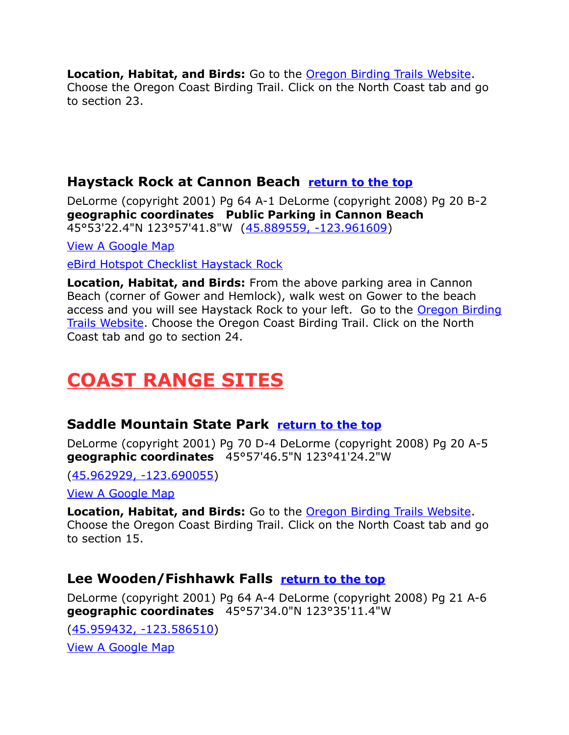**Location, Habitat, and Birds:** Go to the Oregon Birding Trails Website. Choose the Oregon Coast Birding Trail. Click on the North Coast tab and go to section 23.

### Haystack Rock at Cannon Beach return to the top

DeLorme (copyright 2001) Pg 64 A-1 DeLorme (copyright 2008) Pg 20 B-2
**geographic coordinates** **Public Parking in Cannon Beach**
45°53'22.4"N 123°57'41.8"W (45.889559, -123.961609)

View A Google Map

eBird Hotspot Checklist Haystack Rock

**Location, Habitat, and Birds:** From the above parking area in Cannon Beach (corner of Gower and Hemlock), walk west on Gower to the beach access and you will see Haystack Rock to your left. Go to the Oregon Birding Trails Website. Choose the Oregon Coast Birding Trail. Click on the North Coast tab and go to section 24.

# COAST RANGE SITES

### Saddle Mountain State Park return to the top

DeLorme (copyright 2001) Pg 70 D-4 DeLorme (copyright 2008) Pg 20 A-5
**geographic coordinates** 45°57'46.5"N 123°41'24.2"W

(45.962929, -123.690055)

View A Google Map

**Location, Habitat, and Birds:** Go to the Oregon Birding Trails Website. Choose the Oregon Coast Birding Trail. Click on the North Coast tab and go to section 15.

### Lee Wooden/Fishhawk Falls return to the top

DeLorme (copyright 2001) Pg 64 A-4 DeLorme (copyright 2008) Pg 21 A-6
**geographic coordinates** 45°57'34.0"N 123°35'11.4"W

(45.959432, -123.586510)

View A Google Map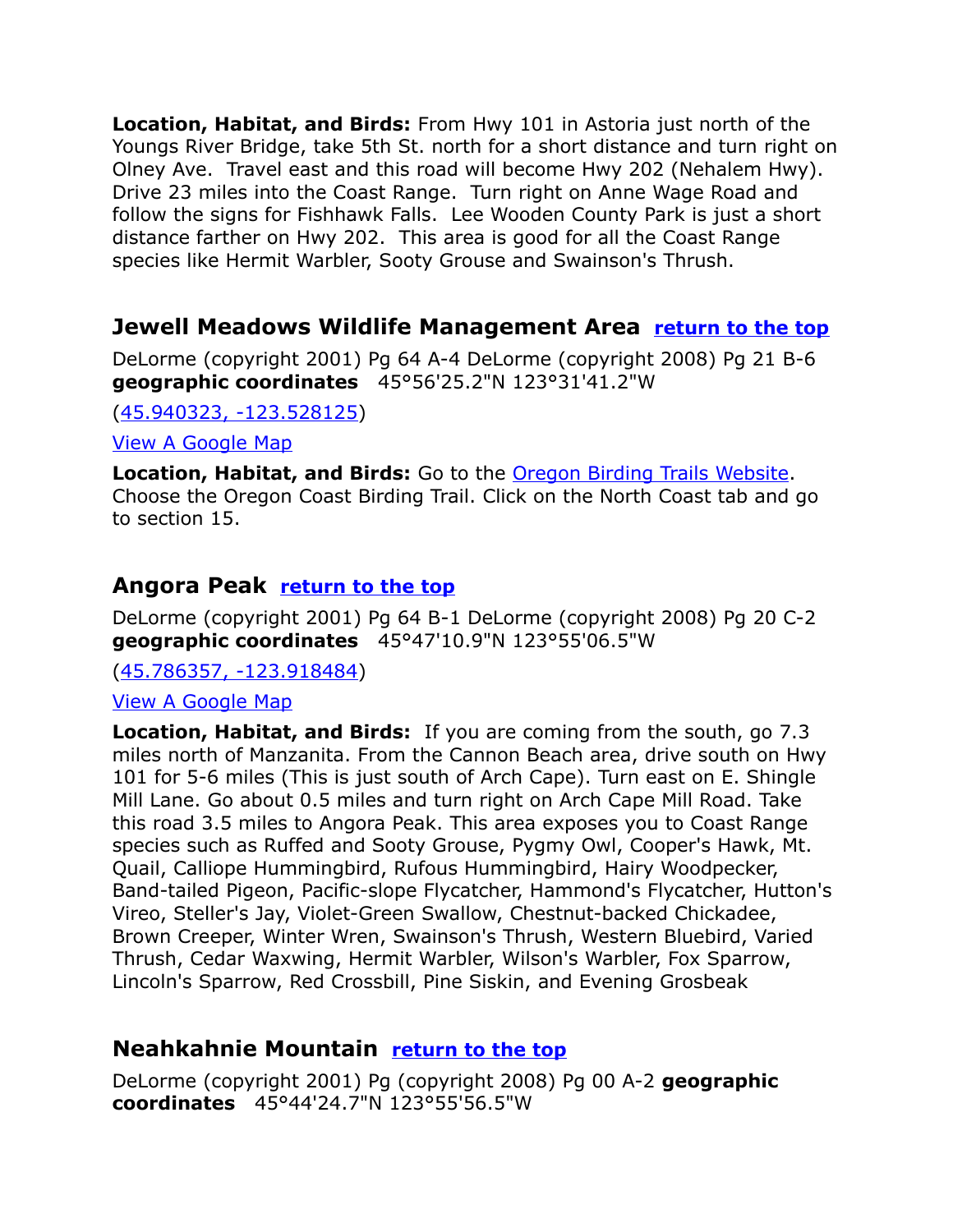**Location, Habitat, and Birds:** From Hwy 101 in Astoria just north of the Youngs River Bridge, take 5th St. north for a short distance and turn right on Olney Ave. Travel east and this road will become Hwy 202 (Nehalem Hwy). Drive 23 miles into the Coast Range. Turn right on Anne Wage Road and follow the signs for Fishhawk Falls. Lee Wooden County Park is just a short distance farther on Hwy 202. This area is good for all the Coast Range species like Hermit Warbler, Sooty Grouse and Swainson's Thrush.

## Jewell Meadows Wildlife Management Area [return to the top]

DeLorme (copyright 2001) Pg 64 A-4 DeLorme (copyright 2008) Pg 21 B-6 **geographic coordinates** 45°56'25.2"N 123°31'41.2"W

(45.940323, -123.528125)

View A Google Map

**Location, Habitat, and Birds:** Go to the Oregon Birding Trails Website. Choose the Oregon Coast Birding Trail. Click on the North Coast tab and go to section 15.

## Angora Peak [return to the top]

DeLorme (copyright 2001) Pg 64 B-1 DeLorme (copyright 2008) Pg 20 C-2 **geographic coordinates** 45°47'10.9"N 123°55'06.5"W

(45.786357, -123.918484)

View A Google Map

**Location, Habitat, and Birds:** If you are coming from the south, go 7.3 miles north of Manzanita. From the Cannon Beach area, drive south on Hwy 101 for 5-6 miles (This is just south of Arch Cape). Turn east on E. Shingle Mill Lane. Go about 0.5 miles and turn right on Arch Cape Mill Road. Take this road 3.5 miles to Angora Peak. This area exposes you to Coast Range species such as Ruffed and Sooty Grouse, Pygmy Owl, Cooper's Hawk, Mt. Quail, Calliope Hummingbird, Rufous Hummingbird, Hairy Woodpecker, Band-tailed Pigeon, Pacific-slope Flycatcher, Hammond's Flycatcher, Hutton's Vireo, Steller's Jay, Violet-Green Swallow, Chestnut-backed Chickadee, Brown Creeper, Winter Wren, Swainson's Thrush, Western Bluebird, Varied Thrush, Cedar Waxwing, Hermit Warbler, Wilson's Warbler, Fox Sparrow, Lincoln's Sparrow, Red Crossbill, Pine Siskin, and Evening Grosbeak

## Neahkahnie Mountain [return to the top]

DeLorme (copyright 2001) Pg (copyright 2008) Pg 00 A-2 **geographic coordinates** 45°44'24.7"N 123°55'56.5"W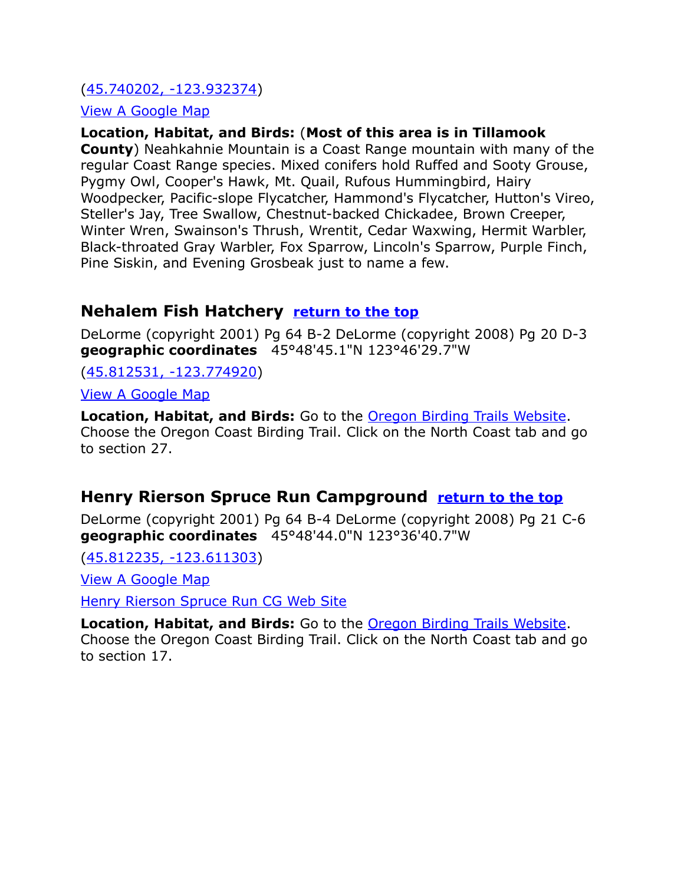([45.740202, -123.932374](#))

[View A Google Map](#)

**Location, Habitat, and Birds:** (**Most of this area is in Tillamook County**) Neahkahnie Mountain is a Coast Range mountain with many of the regular Coast Range species. Mixed conifers hold Ruffed and Sooty Grouse, Pygmy Owl, Cooper's Hawk, Mt. Quail, Rufous Hummingbird, Hairy Woodpecker, Pacific-slope Flycatcher, Hammond's Flycatcher, Hutton's Vireo, Steller's Jay, Tree Swallow, Chestnut-backed Chickadee, Brown Creeper, Winter Wren, Swainson's Thrush, Wrentit, Cedar Waxwing, Hermit Warbler, Black-throated Gray Warbler, Fox Sparrow, Lincoln's Sparrow, Purple Finch, Pine Siskin, and Evening Grosbeak just to name a few.

## Nehalem Fish Hatchery [return to the top](#)

DeLorme (copyright 2001) Pg 64 B-2 DeLorme (copyright 2008) Pg 20 D-3
**geographic coordinates** 45°48'45.1"N 123°46'29.7"W

([45.812531, -123.774920](#))

[View A Google Map](#)

**Location, Habitat, and Birds:** Go to the [Oregon Birding Trails Website](#). Choose the Oregon Coast Birding Trail. Click on the North Coast tab and go to section 27.

## Henry Rierson Spruce Run Campground [return to the top](#)

DeLorme (copyright 2001) Pg 64 B-4 DeLorme (copyright 2008) Pg 21 C-6
**geographic coordinates** 45°48'44.0"N 123°36'40.7"W

([45.812235, -123.611303](#))

[View A Google Map](#)

[Henry Rierson Spruce Run CG Web Site](#)

**Location, Habitat, and Birds:** Go to the [Oregon Birding Trails Website](#). Choose the Oregon Coast Birding Trail. Click on the North Coast tab and go to section 17.